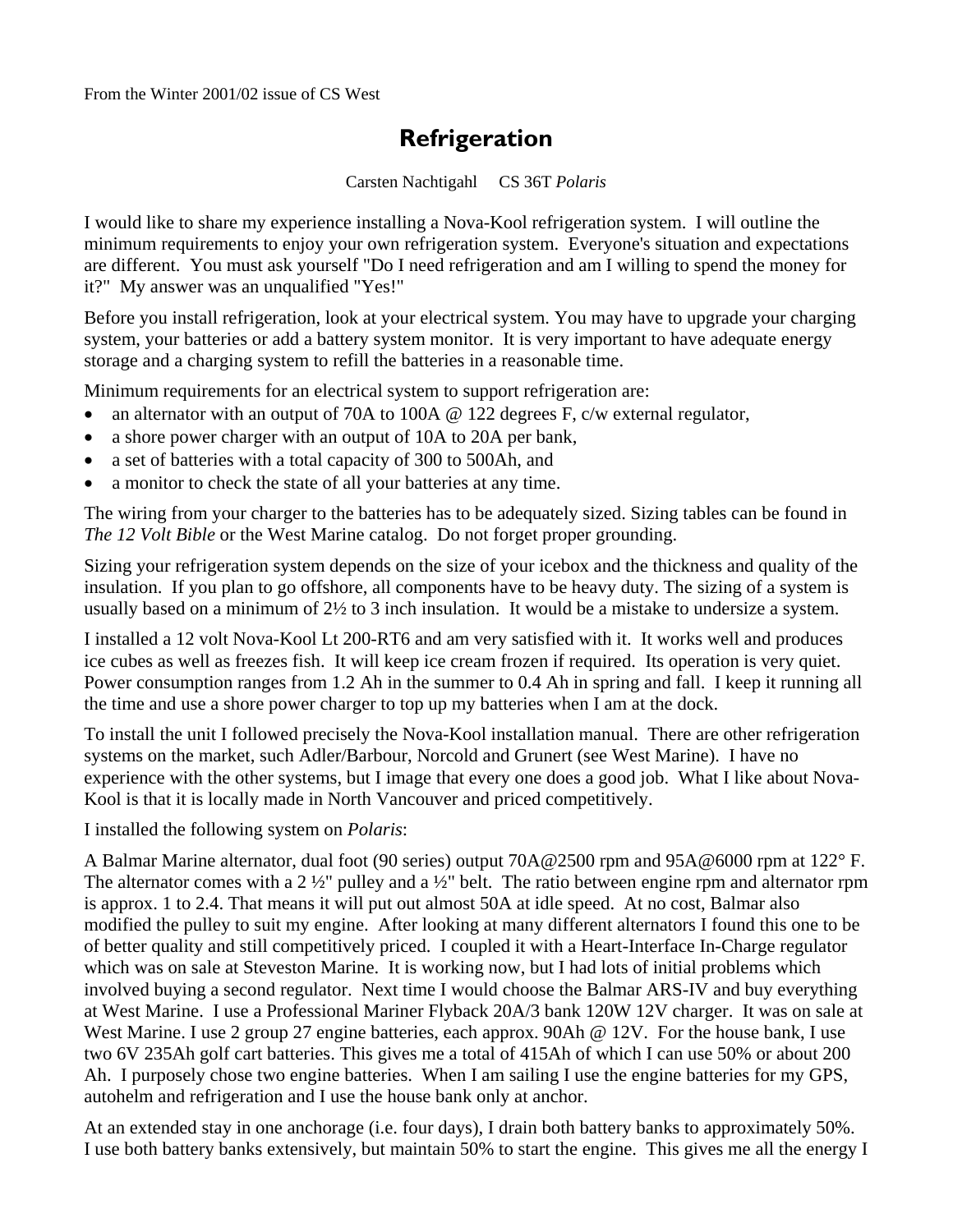From the Winter 2001/02 issue of CS West

# Refrigeration

Carsten Nachtigahl  CS 36T *Polaris*

I would like to share my experience installing a Nova-Kool refrigeration system. I will outline the minimum requirements to enjoy your own refrigeration system. Everyone's situation and expectations are different. You must ask yourself "Do I need refrigeration and am I willing to spend the money for it?" My answer was an unqualified "Yes!"

Before you install refrigeration, look at your electrical system. You may have to upgrade your charging system, your batteries or add a battery system monitor. It is very important to have adequate energy storage and a charging system to refill the batteries in a reasonable time.

Minimum requirements for an electrical system to support refrigeration are:

- an alternator with an output of 70A to 100A @ 122 degrees F, c/w external regulator,
- a shore power charger with an output of 10A to 20A per bank,
- a set of batteries with a total capacity of 300 to 500Ah, and
- a monitor to check the state of all your batteries at any time.

The wiring from your charger to the batteries has to be adequately sized. Sizing tables can be found in *The 12 Volt Bible* or the West Marine catalog. Do not forget proper grounding.

Sizing your refrigeration system depends on the size of your icebox and the thickness and quality of the insulation. If you plan to go offshore, all components have to be heavy duty. The sizing of a system is usually based on a minimum of 2½ to 3 inch insulation. It would be a mistake to undersize a system.

I installed a 12 volt Nova-Kool Lt 200-RT6 and am very satisfied with it. It works well and produces ice cubes as well as freezes fish. It will keep ice cream frozen if required. Its operation is very quiet. Power consumption ranges from 1.2 Ah in the summer to 0.4 Ah in spring and fall. I keep it running all the time and use a shore power charger to top up my batteries when I am at the dock.

To install the unit I followed precisely the Nova-Kool installation manual. There are other refrigeration systems on the market, such Adler/Barbour, Norcold and Grunert (see West Marine). I have no experience with the other systems, but I image that every one does a good job. What I like about Nova-Kool is that it is locally made in North Vancouver and priced competitively.

I installed the following system on *Polaris*:

A Balmar Marine alternator, dual foot (90 series) output 70A@2500 rpm and 95A@6000 rpm at 122° F. The alternator comes with a 2 ½" pulley and a ½" belt. The ratio between engine rpm and alternator rpm is approx. 1 to 2.4. That means it will put out almost 50A at idle speed. At no cost, Balmar also modified the pulley to suit my engine. After looking at many different alternators I found this one to be of better quality and still competitively priced. I coupled it with a Heart-Interface In-Charge regulator which was on sale at Steveston Marine. It is working now, but I had lots of initial problems which involved buying a second regulator. Next time I would choose the Balmar ARS-IV and buy everything at West Marine. I use a Professional Mariner Flyback 20A/3 bank 120W 12V charger. It was on sale at West Marine. I use 2 group 27 engine batteries, each approx. 90Ah @ 12V. For the house bank, I use two 6V 235Ah golf cart batteries. This gives me a total of 415Ah of which I can use 50% or about 200 Ah. I purposely chose two engine batteries. When I am sailing I use the engine batteries for my GPS, autohelm and refrigeration and I use the house bank only at anchor.

At an extended stay in one anchorage (i.e. four days), I drain both battery banks to approximately 50%. I use both battery banks extensively, but maintain 50% to start the engine. This gives me all the energy I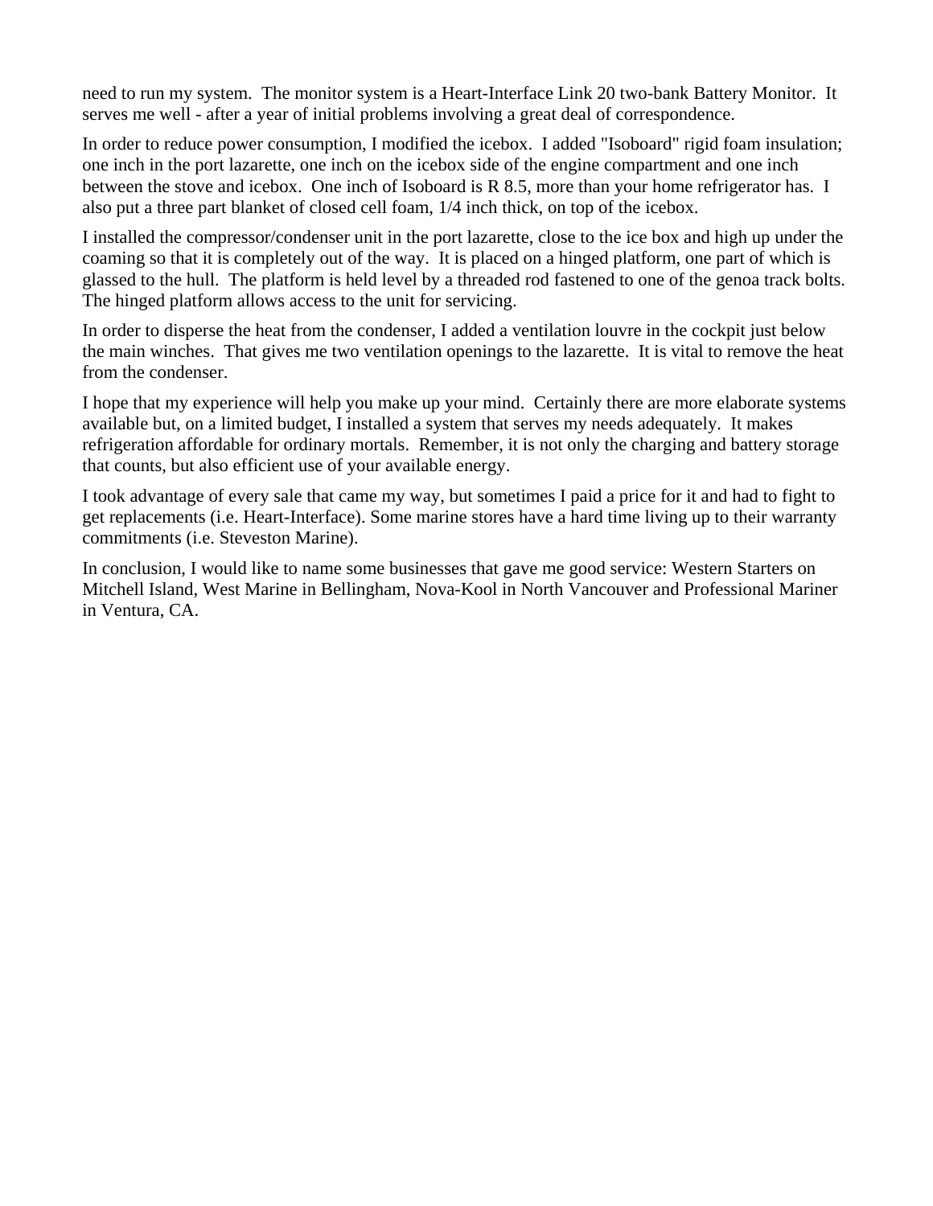need to run my system. The monitor system is a Heart-Interface Link 20 two-bank Battery Monitor. It serves me well - after a year of initial problems involving a great deal of correspondence.

In order to reduce power consumption, I modified the icebox. I added "Isoboard" rigid foam insulation; one inch in the port lazarette, one inch on the icebox side of the engine compartment and one inch between the stove and icebox. One inch of Isoboard is R 8.5, more than your home refrigerator has. I also put a three part blanket of closed cell foam, 1/4 inch thick, on top of the icebox.

I installed the compressor/condenser unit in the port lazarette, close to the ice box and high up under the coaming so that it is completely out of the way. It is placed on a hinged platform, one part of which is glassed to the hull. The platform is held level by a threaded rod fastened to one of the genoa track bolts. The hinged platform allows access to the unit for servicing.

In order to disperse the heat from the condenser, I added a ventilation louvre in the cockpit just below the main winches. That gives me two ventilation openings to the lazarette. It is vital to remove the heat from the condenser.

I hope that my experience will help you make up your mind. Certainly there are more elaborate systems available but, on a limited budget, I installed a system that serves my needs adequately. It makes refrigeration affordable for ordinary mortals. Remember, it is not only the charging and battery storage that counts, but also efficient use of your available energy.

I took advantage of every sale that came my way, but sometimes I paid a price for it and had to fight to get replacements (i.e. Heart-Interface). Some marine stores have a hard time living up to their warranty commitments (i.e. Steveston Marine).

In conclusion, I would like to name some businesses that gave me good service: Western Starters on Mitchell Island, West Marine in Bellingham, Nova-Kool in North Vancouver and Professional Mariner in Ventura, CA.